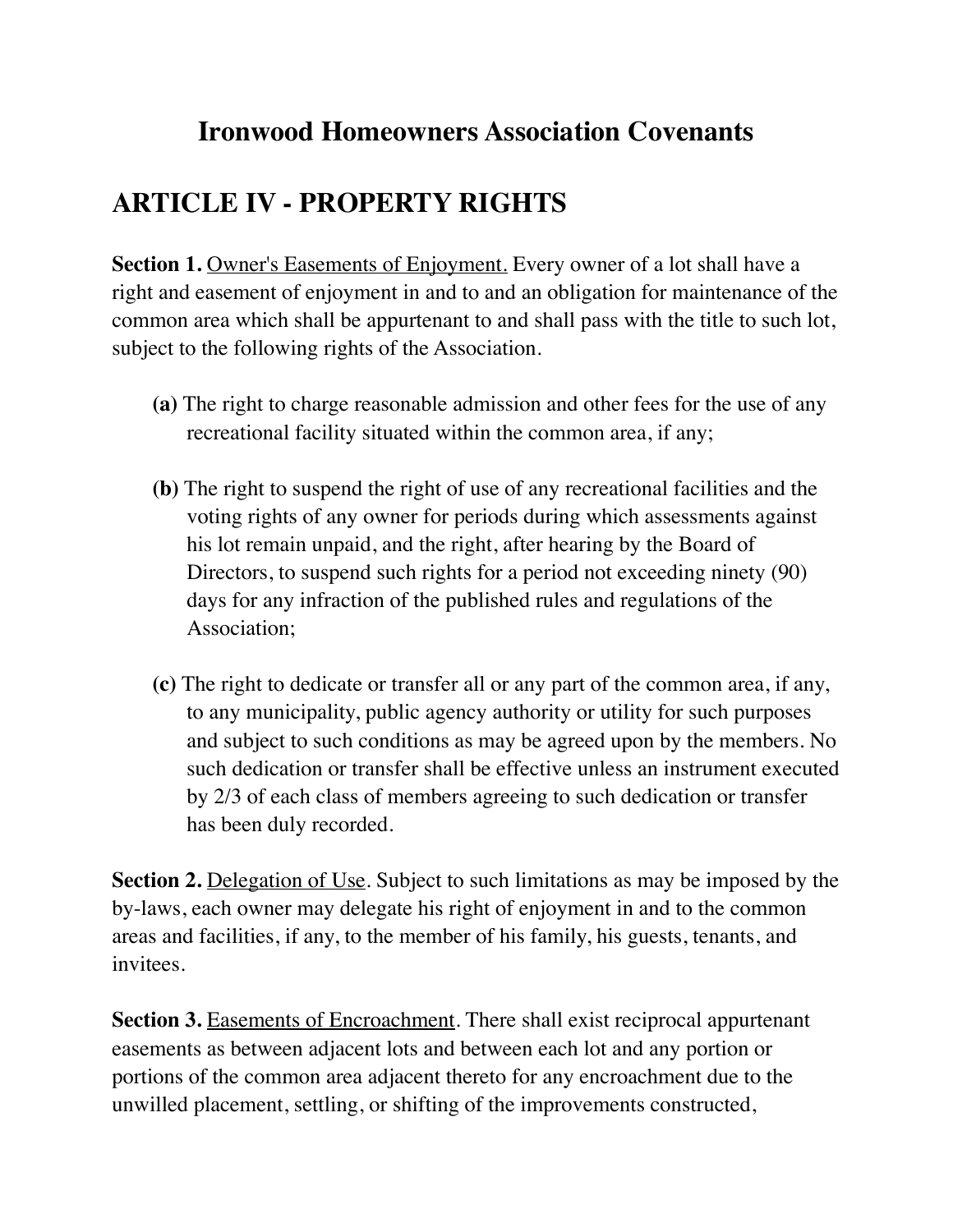# Ironwood Homeowners Association Covenants

## ARTICLE IV - PROPERTY RIGHTS

**Section 1.** Owner's Easements of Enjoyment. Every owner of a lot shall have a right and easement of enjoyment in and to and an obligation for maintenance of the common area which shall be appurtenant to and shall pass with the title to such lot, subject to the following rights of the Association.

**(a)** The right to charge reasonable admission and other fees for the use of any recreational facility situated within the common area, if any;

**(b)** The right to suspend the right of use of any recreational facilities and the voting rights of any owner for periods during which assessments against his lot remain unpaid, and the right, after hearing by the Board of Directors, to suspend such rights for a period not exceeding ninety (90) days for any infraction of the published rules and regulations of the Association;

**(c)** The right to dedicate or transfer all or any part of the common area, if any, to any municipality, public agency authority or utility for such purposes and subject to such conditions as may be agreed upon by the members. No such dedication or transfer shall be effective unless an instrument executed by 2/3 of each class of members agreeing to such dedication or transfer has been duly recorded.

**Section 2.** Delegation of Use. Subject to such limitations as may be imposed by the by-laws, each owner may delegate his right of enjoyment in and to the common areas and facilities, if any, to the member of his family, his guests, tenants, and invitees.

**Section 3.** Easements of Encroachment. There shall exist reciprocal appurtenant easements as between adjacent lots and between each lot and any portion or portions of the common area adjacent thereto for any encroachment due to the unwilled placement, settling, or shifting of the improvements constructed,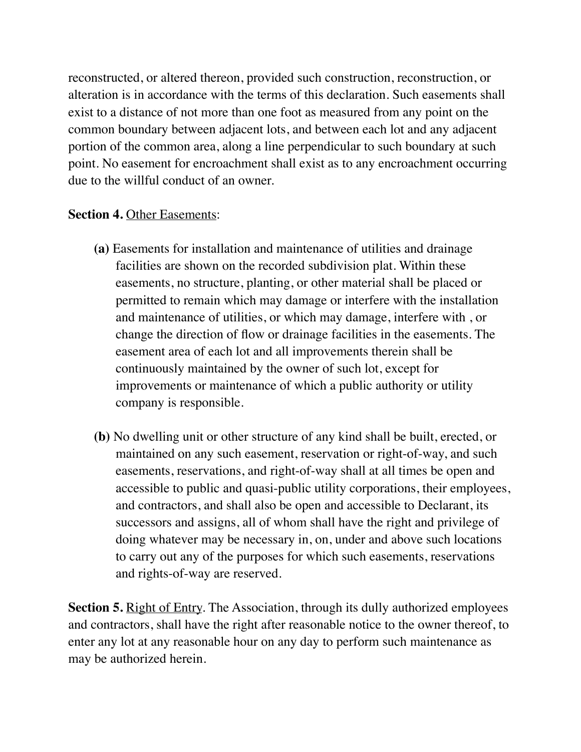reconstructed, or altered thereon, provided such construction, reconstruction, or alteration is in accordance with the terms of this declaration. Such easements shall exist to a distance of not more than one foot as measured from any point on the common boundary between adjacent lots, and between each lot and any adjacent portion of the common area, along a line perpendicular to such boundary at such point. No easement for encroachment shall exist as to any encroachment occurring due to the willful conduct of an owner.

**Section 4.** Other Easements:

**(a)** Easements for installation and maintenance of utilities and drainage facilities are shown on the recorded subdivision plat. Within these easements, no structure, planting, or other material shall be placed or permitted to remain which may damage or interfere with the installation and maintenance of utilities, or which may damage, interfere with , or change the direction of flow or drainage facilities in the easements. The easement area of each lot and all improvements therein shall be continuously maintained by the owner of such lot, except for improvements or maintenance of which a public authority or utility company is responsible.

**(b)** No dwelling unit or other structure of any kind shall be built, erected, or maintained on any such easement, reservation or right-of-way, and such easements, reservations, and right-of-way shall at all times be open and accessible to public and quasi-public utility corporations, their employees, and contractors, and shall also be open and accessible to Declarant, its successors and assigns, all of whom shall have the right and privilege of doing whatever may be necessary in, on, under and above such locations to carry out any of the purposes for which such easements, reservations and rights-of-way are reserved.

**Section 5.** Right of Entry. The Association, through its dully authorized employees and contractors, shall have the right after reasonable notice to the owner thereof, to enter any lot at any reasonable hour on any day to perform such maintenance as may be authorized herein.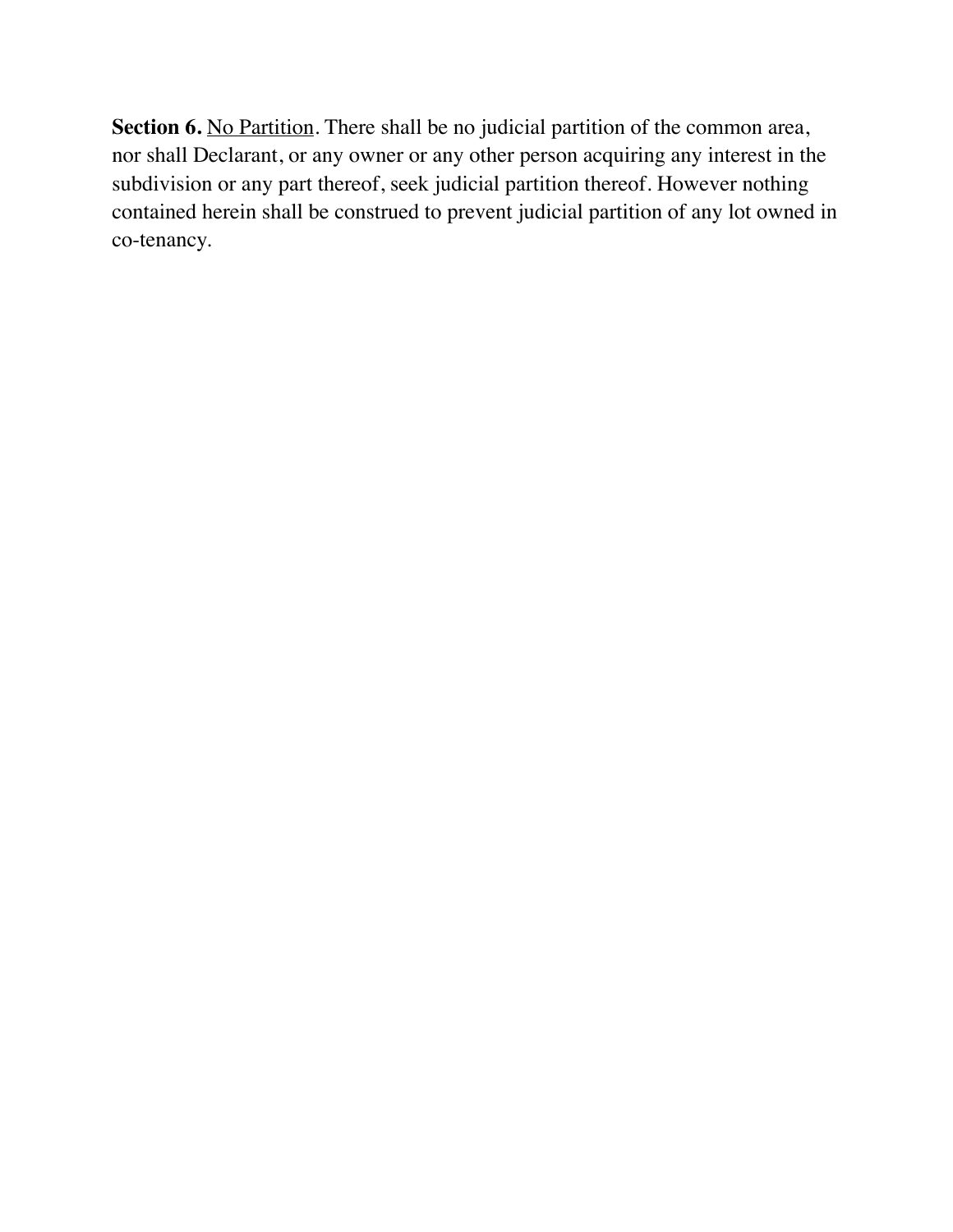**Section 6.** <u>No Partition</u>. There shall be no judicial partition of the common area, nor shall Declarant, or any owner or any other person acquiring any interest in the subdivision or any part thereof, seek judicial partition thereof. However nothing contained herein shall be construed to prevent judicial partition of any lot owned in co-tenancy.